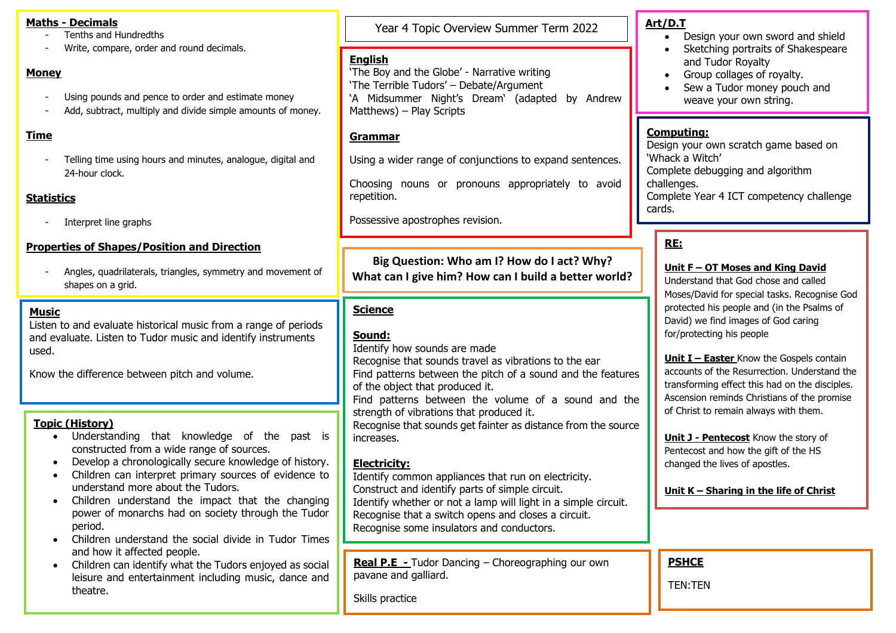# Year 4 Topic Overview Summer Term 2022

## Maths - Decimals

- Tenths and Hundredths
- Write, compare, order and round decimals.

## Money

- Using pounds and pence to order and estimate money
- Add, subtract, multiply and divide simple amounts of money.

## Time

- Telling time using hours and minutes, analogue, digital and 24-hour clock.

## Statistics

- Interpret line graphs

## Properties of Shapes/Position and Direction

- Angles, quadrilaterals, triangles, symmetry and movement of shapes on a grid.

## English

'The Boy and the Globe' - Narrative writing
'The Terrible Tudors' – Debate/Argument
'A Midsummer Night's Dream' (adapted by Andrew Matthews) – Play Scripts

## Grammar

Using a wider range of conjunctions to expand sentences.

Choosing nouns or pronouns appropriately to avoid repetition.

Possessive apostrophes revision.

## Art/D.T

- Design your own sword and shield
- Sketching portraits of Shakespeare and Tudor Royalty
- Group collages of royalty.
- Sew a Tudor money pouch and weave your own string.

## Computing:

Design your own scratch game based on 'Whack a Witch'
Complete debugging and algorithm challenges.
Complete Year 4 ICT competency challenge cards.

**Big Question: Who am I? How do I act? Why? What can I give him? How can I build a better world?**

## Music

Listen to and evaluate historical music from a range of periods and evaluate. Listen to Tudor music and identify instruments used.

Know the difference between pitch and volume.

## Topic (History)

- Understanding that knowledge of the past is constructed from a wide range of sources.
- Develop a chronologically secure knowledge of history.
- Children can interpret primary sources of evidence to understand more about the Tudors.
- Children understand the impact that the changing power of monarchs had on society through the Tudor period.
- Children understand the social divide in Tudor Times and how it affected people.
- Children can identify what the Tudors enjoyed as social leisure and entertainment including music, dance and theatre.

## Science

### Sound:

Identify how sounds are made
Recognise that sounds travel as vibrations to the ear
Find patterns between the pitch of a sound and the features of the object that produced it.
Find patterns between the volume of a sound and the strength of vibrations that produced it.
Recognise that sounds get fainter as distance from the source increases.

### Electricity:

Identify common appliances that run on electricity.
Construct and identify parts of simple circuit.
Identify whether or not a lamp will light in a simple circuit.
Recognise that a switch opens and closes a circuit.
Recognise some insulators and conductors.

## RE:

**Unit F – OT Moses and King David**
Understand that God chose and called Moses/David for special tasks. Recognise God protected his people and (in the Psalms of David) we find images of God caring for/protecting his people

**Unit I – Easter** Know the Gospels contain accounts of the Resurrection. Understand the transforming effect this had on the disciples. Ascension reminds Christians of the promise of Christ to remain always with them.

**Unit J - Pentecost** Know the story of Pentecost and how the gift of the HS changed the lives of apostles.

**Unit K – Sharing in the life of Christ**

## Real P.E -

Tudor Dancing – Choreographing our own pavane and galliard.

Skills practice

## PSHCE

TEN:TEN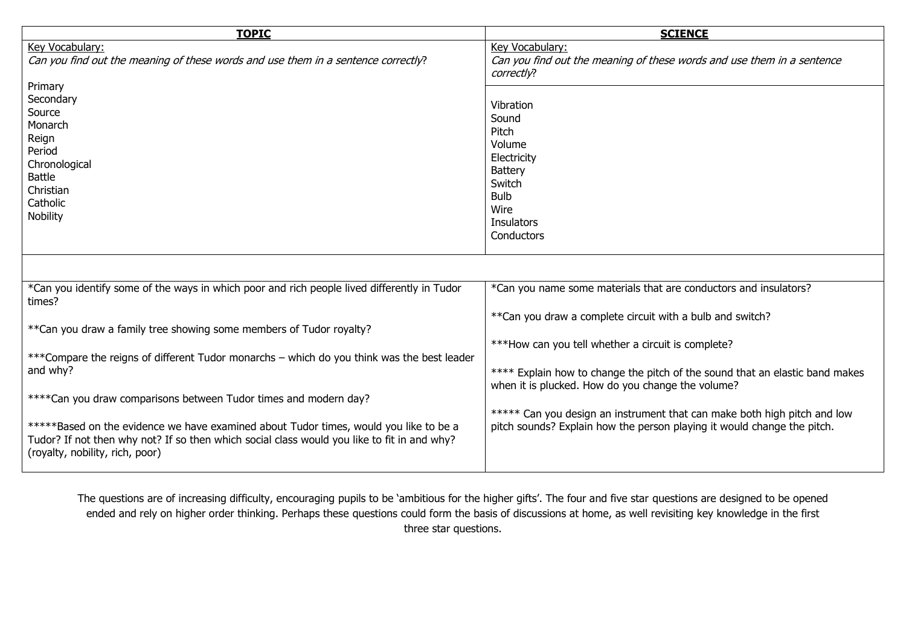| **TOPIC** | **SCIENCE** |
|---|---|
| Key Vocabulary:<br>*Can you find out the meaning of these words and use them in a sentence correctly?*<br><br>Primary<br>Secondary<br>Source<br>Monarch<br>Reign<br>Period<br>Chronological<br>Battle<br>Christian<br>Catholic<br>Nobility | Key Vocabulary:<br>*Can you find out the meaning of these words and use them in a sentence correctly?*<br><br>Vibration<br>Sound<br>Pitch<br>Volume<br>Electricity<br>Battery<br>Switch<br>Bulb<br>Wire<br>Insulators<br>Conductors |
| | |
| *Can you identify some of the ways in which poor and rich people lived differently in Tudor times?<br><br>**Can you draw a family tree showing some members of Tudor royalty?<br><br>***Compare the reigns of different Tudor monarchs – which do you think was the best leader and why?<br><br>****Can you draw comparisons between Tudor times and modern day?<br><br>*****Based on the evidence we have examined about Tudor times, would you like to be a Tudor? If not then why not? If so then which social class would you like to fit in and why? (royalty, nobility, rich, poor) | *Can you name some materials that are conductors and insulators?<br><br>**Can you draw a complete circuit with a bulb and switch?<br><br>***How can you tell whether a circuit is complete?<br><br>**** Explain how to change the pitch of the sound that an elastic band makes when it is plucked. How do you change the volume?<br><br>***** Can you design an instrument that can make both high pitch and low pitch sounds? Explain how the person playing it would change the pitch. |

The questions are of increasing difficulty, encouraging pupils to be 'ambitious for the higher gifts'. The four and five star questions are designed to be opened ended and rely on higher order thinking. Perhaps these questions could form the basis of discussions at home, as well revisiting key knowledge in the first three star questions.